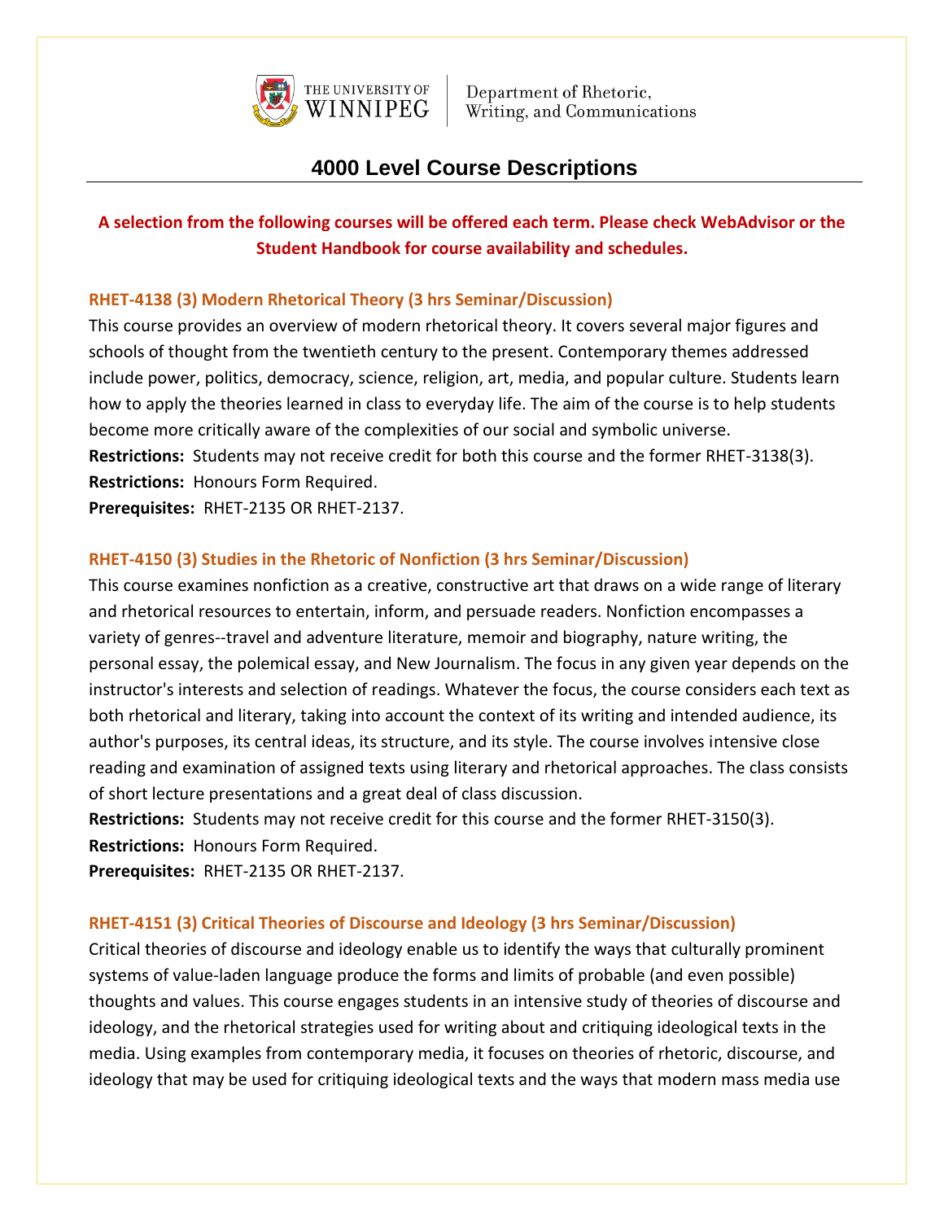THE UNIVERSITY OF WINNIPEG | Department of Rhetoric, Writing, and Communications

# 4000 Level Course Descriptions

**A selection from the following courses will be offered each term. Please check WebAdvisor or the Student Handbook for course availability and schedules.**

### RHET-4138 (3) Modern Rhetorical Theory (3 hrs Seminar/Discussion)

This course provides an overview of modern rhetorical theory. It covers several major figures and schools of thought from the twentieth century to the present. Contemporary themes addressed include power, politics, democracy, science, religion, art, media, and popular culture. Students learn how to apply the theories learned in class to everyday life. The aim of the course is to help students become more critically aware of the complexities of our social and symbolic universe.

**Restrictions:** Students may not receive credit for both this course and the former RHET-3138(3).
**Restrictions:** Honours Form Required.
**Prerequisites:** RHET-2135 OR RHET-2137.

### RHET-4150 (3) Studies in the Rhetoric of Nonfiction (3 hrs Seminar/Discussion)

This course examines nonfiction as a creative, constructive art that draws on a wide range of literary and rhetorical resources to entertain, inform, and persuade readers. Nonfiction encompasses a variety of genres--travel and adventure literature, memoir and biography, nature writing, the personal essay, the polemical essay, and New Journalism. The focus in any given year depends on the instructor's interests and selection of readings. Whatever the focus, the course considers each text as both rhetorical and literary, taking into account the context of its writing and intended audience, its author's purposes, its central ideas, its structure, and its style. The course involves intensive close reading and examination of assigned texts using literary and rhetorical approaches. The class consists of short lecture presentations and a great deal of class discussion.

**Restrictions:** Students may not receive credit for this course and the former RHET-3150(3).
**Restrictions:** Honours Form Required.
**Prerequisites:** RHET-2135 OR RHET-2137.

### RHET-4151 (3) Critical Theories of Discourse and Ideology (3 hrs Seminar/Discussion)

Critical theories of discourse and ideology enable us to identify the ways that culturally prominent systems of value-laden language produce the forms and limits of probable (and even possible) thoughts and values. This course engages students in an intensive study of theories of discourse and ideology, and the rhetorical strategies used for writing about and critiquing ideological texts in the media. Using examples from contemporary media, it focuses on theories of rhetoric, discourse, and ideology that may be used for critiquing ideological texts and the ways that modern mass media use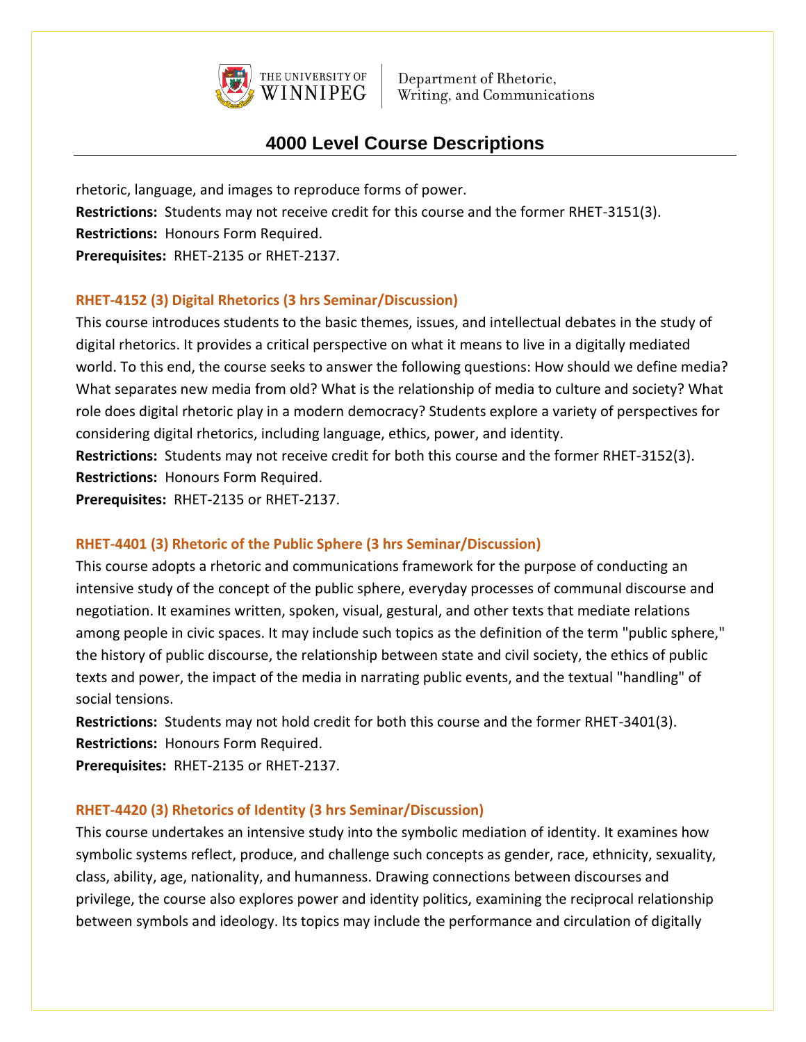rhetoric, language, and images to reproduce forms of power.
**Restrictions:** Students may not receive credit for this course and the former RHET-3151(3).
**Restrictions:** Honours Form Required.
**Prerequisites:** RHET-2135 or RHET-2137.

### RHET-4152 (3) Digital Rhetorics (3 hrs Seminar/Discussion)

This course introduces students to the basic themes, issues, and intellectual debates in the study of digital rhetorics. It provides a critical perspective on what it means to live in a digitally mediated world. To this end, the course seeks to answer the following questions: How should we define media? What separates new media from old? What is the relationship of media to culture and society? What role does digital rhetoric play in a modern democracy? Students explore a variety of perspectives for considering digital rhetorics, including language, ethics, power, and identity.
**Restrictions:** Students may not receive credit for both this course and the former RHET-3152(3).
**Restrictions:** Honours Form Required.
**Prerequisites:** RHET-2135 or RHET-2137.

### RHET-4401 (3) Rhetoric of the Public Sphere (3 hrs Seminar/Discussion)

This course adopts a rhetoric and communications framework for the purpose of conducting an intensive study of the concept of the public sphere, everyday processes of communal discourse and negotiation. It examines written, spoken, visual, gestural, and other texts that mediate relations among people in civic spaces. It may include such topics as the definition of the term "public sphere," the history of public discourse, the relationship between state and civil society, the ethics of public texts and power, the impact of the media in narrating public events, and the textual "handling" of social tensions.
**Restrictions:** Students may not hold credit for both this course and the former RHET-3401(3).
**Restrictions:** Honours Form Required.
**Prerequisites:** RHET-2135 or RHET-2137.

### RHET-4420 (3) Rhetorics of Identity (3 hrs Seminar/Discussion)

This course undertakes an intensive study into the symbolic mediation of identity. It examines how symbolic systems reflect, produce, and challenge such concepts as gender, race, ethnicity, sexuality, class, ability, age, nationality, and humanness. Drawing connections between discourses and privilege, the course also explores power and identity politics, examining the reciprocal relationship between symbols and ideology. Its topics may include the performance and circulation of digitally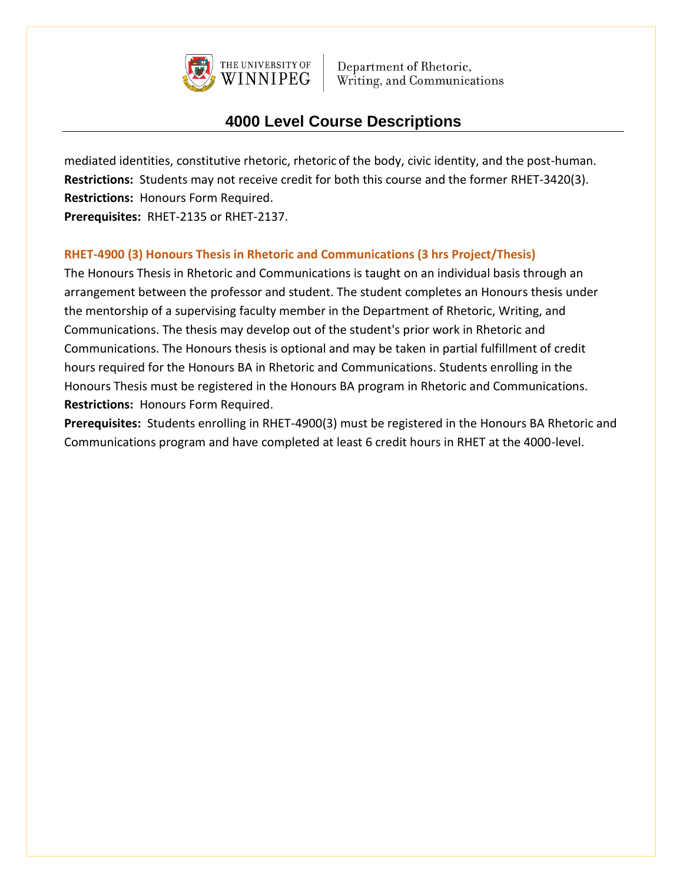mediated identities, constitutive rhetoric, rhetoric of the body, civic identity, and the post-human.
**Restrictions:** Students may not receive credit for both this course and the former RHET-3420(3).
**Restrictions:** Honours Form Required.
**Prerequisites:** RHET-2135 or RHET-2137.

### RHET-4900 (3) Honours Thesis in Rhetoric and Communications (3 hrs Project/Thesis)

The Honours Thesis in Rhetoric and Communications is taught on an individual basis through an arrangement between the professor and student. The student completes an Honours thesis under the mentorship of a supervising faculty member in the Department of Rhetoric, Writing, and Communications. The thesis may develop out of the student's prior work in Rhetoric and Communications. The Honours thesis is optional and may be taken in partial fulfillment of credit hours required for the Honours BA in Rhetoric and Communications. Students enrolling in the Honours Thesis must be registered in the Honours BA program in Rhetoric and Communications.
**Restrictions:** Honours Form Required.
**Prerequisites:** Students enrolling in RHET-4900(3) must be registered in the Honours BA Rhetoric and Communications program and have completed at least 6 credit hours in RHET at the 4000-level.